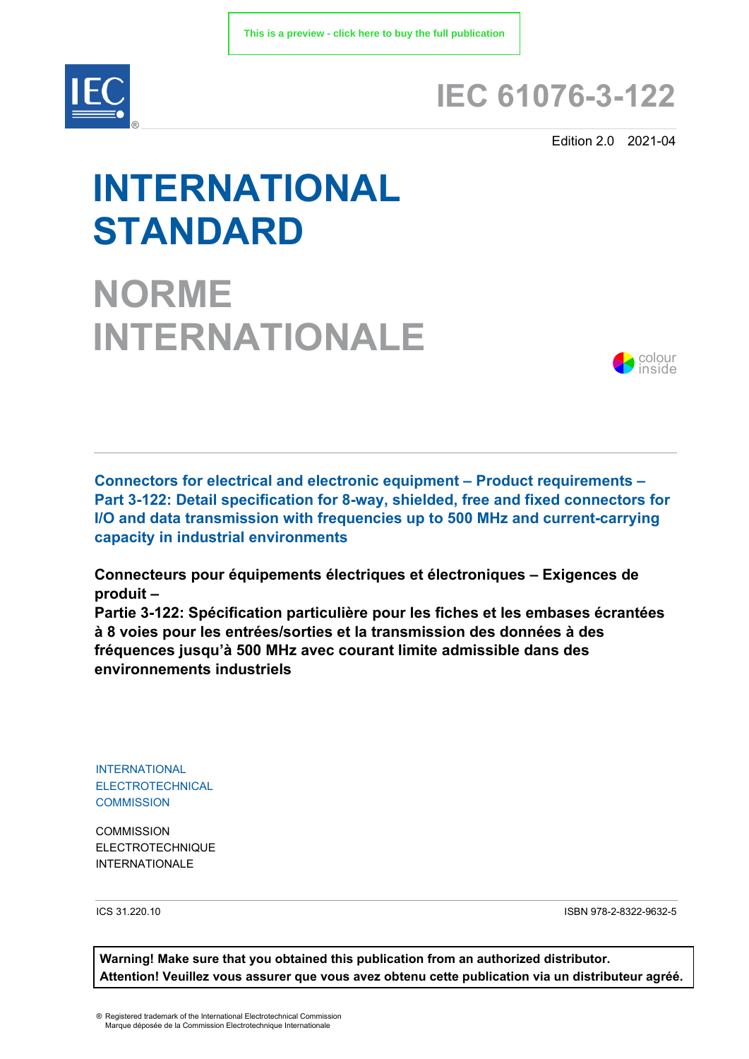This is a preview - click here to buy the full publication

# IEC 61076-3-122

Edition 2.0 2021-04

# INTERNATIONAL STANDARD

# NORME INTERNATIONALE

colour inside

**Connectors for electrical and electronic equipment – Product requirements – Part 3-122: Detail specification for 8-way, shielded, free and fixed connectors for I/O and data transmission with frequencies up to 500 MHz and current-carrying capacity in industrial environments**

**Connecteurs pour équipements électriques et électroniques – Exigences de produit –**
**Partie 3-122: Spécification particulière pour les fiches et les embases écrantées à 8 voies pour les entrées/sorties et la transmission des données à des fréquences jusqu'à 500 MHz avec courant limite admissible dans des environnements industriels**

INTERNATIONAL
ELECTROTECHNICAL
COMMISSION

COMMISSION
ELECTROTECHNIQUE
INTERNATIONALE

ICS 31.220.10

ISBN 978-2-8322-9632-5

**Warning! Make sure that you obtained this publication from an authorized distributor.**
**Attention! Veuillez vous assurer que vous avez obtenu cette publication via un distributeur agréé.**

® Registered trademark of the International Electrotechnical Commission
Marque déposée de la Commission Electrotechnique Internationale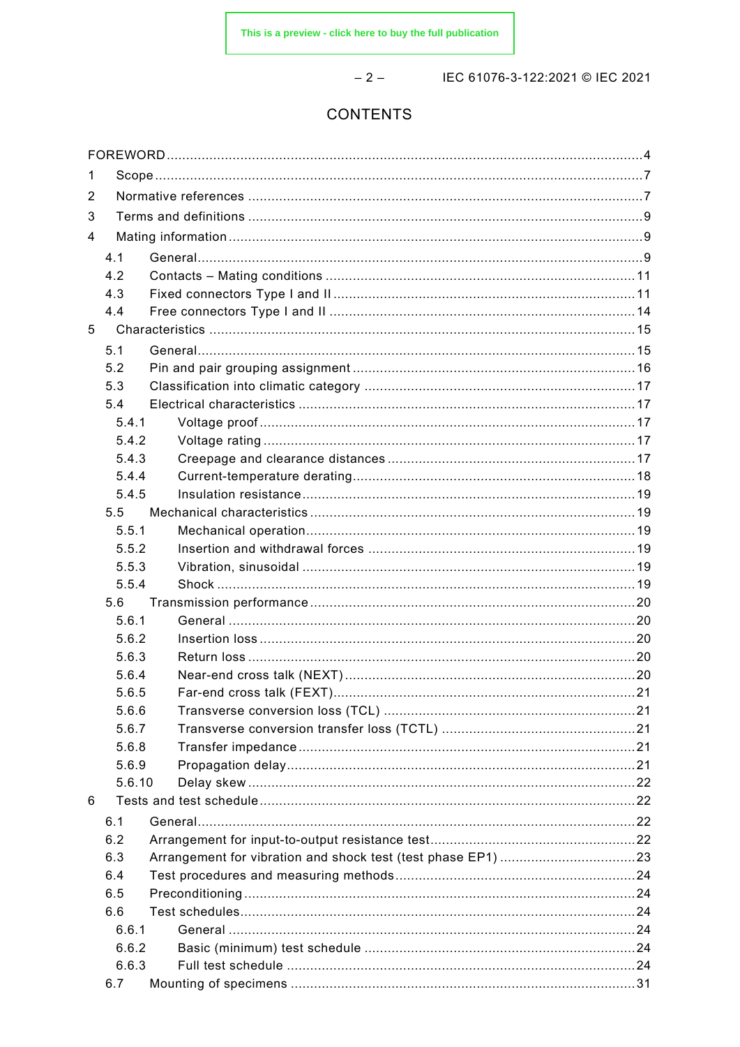# CONTENTS

FOREWORD ... 4

1 Scope ... 7

2 Normative references ... 7

3 Terms and definitions ... 9

4 Mating information ... 9

- 4.1 General ... 9
- 4.2 Contacts – Mating conditions ... 11
- 4.3 Fixed connectors Type I and II ... 11
- 4.4 Free connectors Type I and II ... 14

5 Characteristics ... 15

- 5.1 General ... 15
- 5.2 Pin and pair grouping assignment ... 16
- 5.3 Classification into climatic category ... 17
- 5.4 Electrical characteristics ... 17
  - 5.4.1 Voltage proof ... 17
  - 5.4.2 Voltage rating ... 17
  - 5.4.3 Creepage and clearance distances ... 17
  - 5.4.4 Current-temperature derating ... 18
  - 5.4.5 Insulation resistance ... 19
- 5.5 Mechanical characteristics ... 19
  - 5.5.1 Mechanical operation ... 19
  - 5.5.2 Insertion and withdrawal forces ... 19
  - 5.5.3 Vibration, sinusoidal ... 19
  - 5.5.4 Shock ... 19
- 5.6 Transmission performance ... 20
  - 5.6.1 General ... 20
  - 5.6.2 Insertion loss ... 20
  - 5.6.3 Return loss ... 20
  - 5.6.4 Near-end cross talk (NEXT) ... 20
  - 5.6.5 Far-end cross talk (FEXT) ... 21
  - 5.6.6 Transverse conversion loss (TCL) ... 21
  - 5.6.7 Transverse conversion transfer loss (TCTL) ... 21
  - 5.6.8 Transfer impedance ... 21
  - 5.6.9 Propagation delay ... 21
  - 5.6.10 Delay skew ... 22

6 Tests and test schedule ... 22

- 6.1 General ... 22
- 6.2 Arrangement for input-to-output resistance test ... 22
- 6.3 Arrangement for vibration and shock test (test phase EP1) ... 23
- 6.4 Test procedures and measuring methods ... 24
- 6.5 Preconditioning ... 24
- 6.6 Test schedules ... 24
  - 6.6.1 General ... 24
  - 6.6.2 Basic (minimum) test schedule ... 24
  - 6.6.3 Full test schedule ... 24
- 6.7 Mounting of specimens ... 31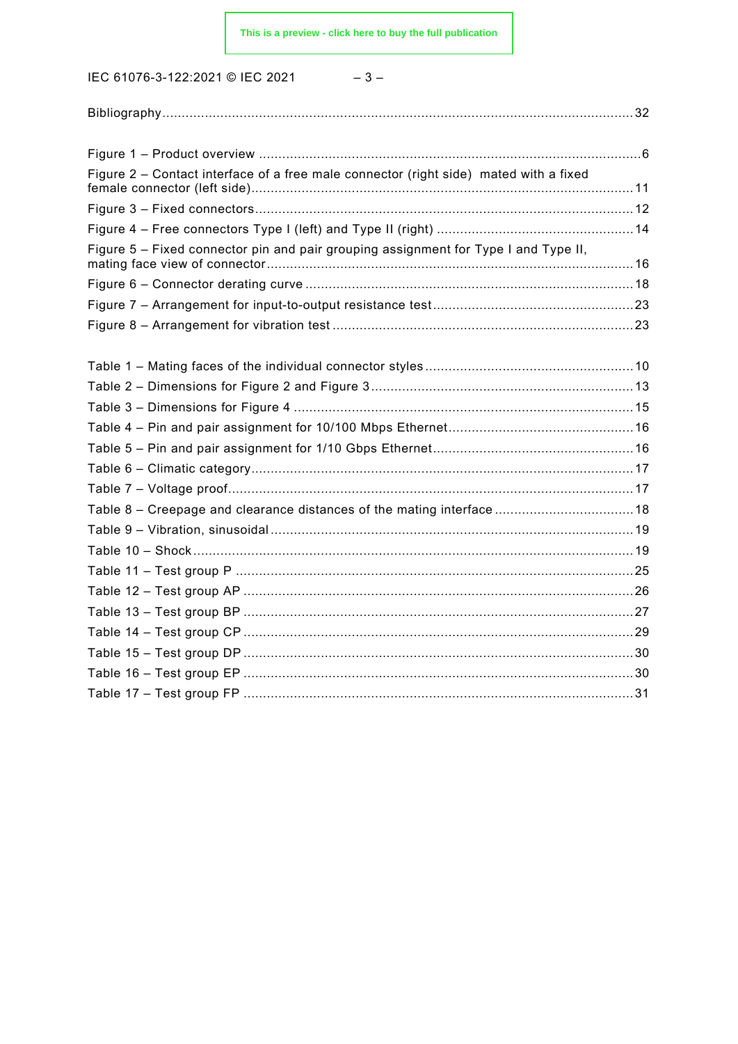Bibliography ......................................................................................................................... 32

Figure 1 – Product overview ..................................................................................................6
Figure 2 – Contact interface of a free male connector (right side) mated with a fixed female connector (left side) .................................................................................................. 11
Figure 3 – Fixed connectors ................................................................................................. 12
Figure 4 – Free connectors Type I (left) and Type II (right) ................................................... 14
Figure 5 – Fixed connector pin and pair grouping assignment for Type I and Type II, mating face view of connector ............................................................................................. 16
Figure 6 – Connector derating curve .................................................................................... 18
Figure 7 – Arrangement for input-to-output resistance test .................................................... 23
Figure 8 – Arrangement for vibration test ............................................................................. 23

Table 1 – Mating faces of the individual connector styles ...................................................... 10
Table 2 – Dimensions for Figure 2 and Figure 3 .................................................................... 13
Table 3 – Dimensions for Figure 4 ....................................................................................... 15
Table 4 – Pin and pair assignment for 10/100 Mbps Ethernet ................................................ 16
Table 5 – Pin and pair assignment for 1/10 Gbps Ethernet .................................................... 16
Table 6 – Climatic category .................................................................................................. 17
Table 7 – Voltage proof ........................................................................................................ 17
Table 8 – Creepage and clearance distances of the mating interface .................................... 18
Table 9 – Vibration, sinusoidal ............................................................................................. 19
Table 10 – Shock ................................................................................................................. 19
Table 11 – Test group P ...................................................................................................... 25
Table 12 – Test group AP .................................................................................................... 26
Table 13 – Test group BP .................................................................................................... 27
Table 14 – Test group CP .................................................................................................... 29
Table 15 – Test group DP .................................................................................................... 30
Table 16 – Test group EP .................................................................................................... 30
Table 17 – Test group FP .................................................................................................... 31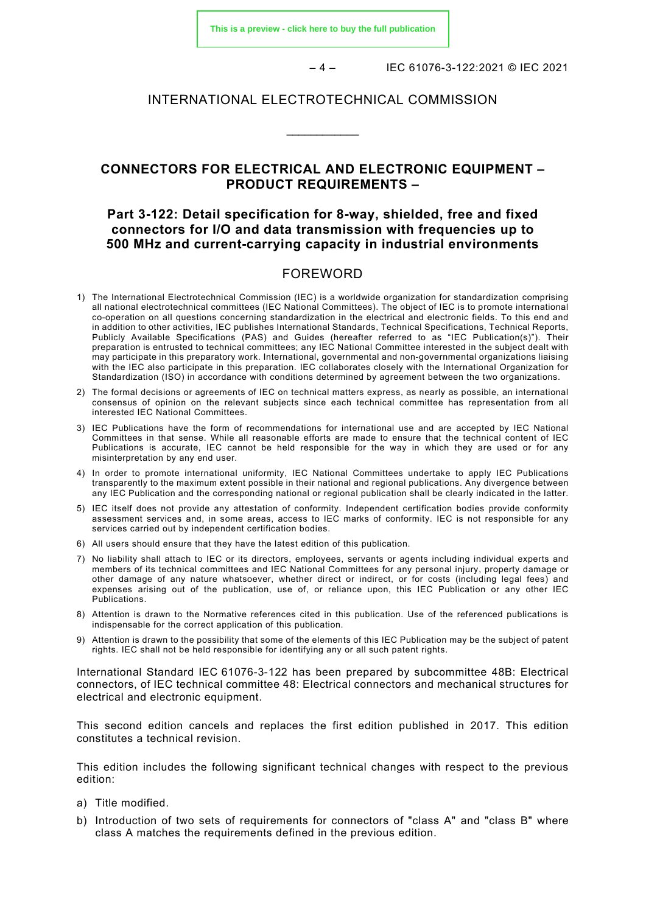INTERNATIONAL ELECTROTECHNICAL COMMISSION

\_\_\_\_\_\_\_\_\_\_\_\_

# CONNECTORS FOR ELECTRICAL AND ELECTRONIC EQUIPMENT – PRODUCT REQUIREMENTS –

## Part 3-122: Detail specification for 8-way, shielded, free and fixed connectors for I/O and data transmission with frequencies up to 500 MHz and current-carrying capacity in industrial environments

## FOREWORD

1) The International Electrotechnical Commission (IEC) is a worldwide organization for standardization comprising all national electrotechnical committees (IEC National Committees). The object of IEC is to promote international co-operation on all questions concerning standardization in the electrical and electronic fields. To this end and in addition to other activities, IEC publishes International Standards, Technical Specifications, Technical Reports, Publicly Available Specifications (PAS) and Guides (hereafter referred to as "IEC Publication(s)"). Their preparation is entrusted to technical committees; any IEC National Committee interested in the subject dealt with may participate in this preparatory work. International, governmental and non-governmental organizations liaising with the IEC also participate in this preparation. IEC collaborates closely with the International Organization for Standardization (ISO) in accordance with conditions determined by agreement between the two organizations.
2) The formal decisions or agreements of IEC on technical matters express, as nearly as possible, an international consensus of opinion on the relevant subjects since each technical committee has representation from all interested IEC National Committees.
3) IEC Publications have the form of recommendations for international use and are accepted by IEC National Committees in that sense. While all reasonable efforts are made to ensure that the technical content of IEC Publications is accurate, IEC cannot be held responsible for the way in which they are used or for any misinterpretation by any end user.
4) In order to promote international uniformity, IEC National Committees undertake to apply IEC Publications transparently to the maximum extent possible in their national and regional publications. Any divergence between any IEC Publication and the corresponding national or regional publication shall be clearly indicated in the latter.
5) IEC itself does not provide any attestation of conformity. Independent certification bodies provide conformity assessment services and, in some areas, access to IEC marks of conformity. IEC is not responsible for any services carried out by independent certification bodies.
6) All users should ensure that they have the latest edition of this publication.
7) No liability shall attach to IEC or its directors, employees, servants or agents including individual experts and members of its technical committees and IEC National Committees for any personal injury, property damage or other damage of any nature whatsoever, whether direct or indirect, or for costs (including legal fees) and expenses arising out of the publication, use of, or reliance upon, this IEC Publication or any other IEC Publications.
8) Attention is drawn to the Normative references cited in this publication. Use of the referenced publications is indispensable for the correct application of this publication.
9) Attention is drawn to the possibility that some of the elements of this IEC Publication may be the subject of patent rights. IEC shall not be held responsible for identifying any or all such patent rights.

International Standard IEC 61076-3-122 has been prepared by subcommittee 48B: Electrical connectors, of IEC technical committee 48: Electrical connectors and mechanical structures for electrical and electronic equipment.

This second edition cancels and replaces the first edition published in 2017. This edition constitutes a technical revision.

This edition includes the following significant technical changes with respect to the previous edition:

a) Title modified.
b) Introduction of two sets of requirements for connectors of "class A" and "class B" where class A matches the requirements defined in the previous edition.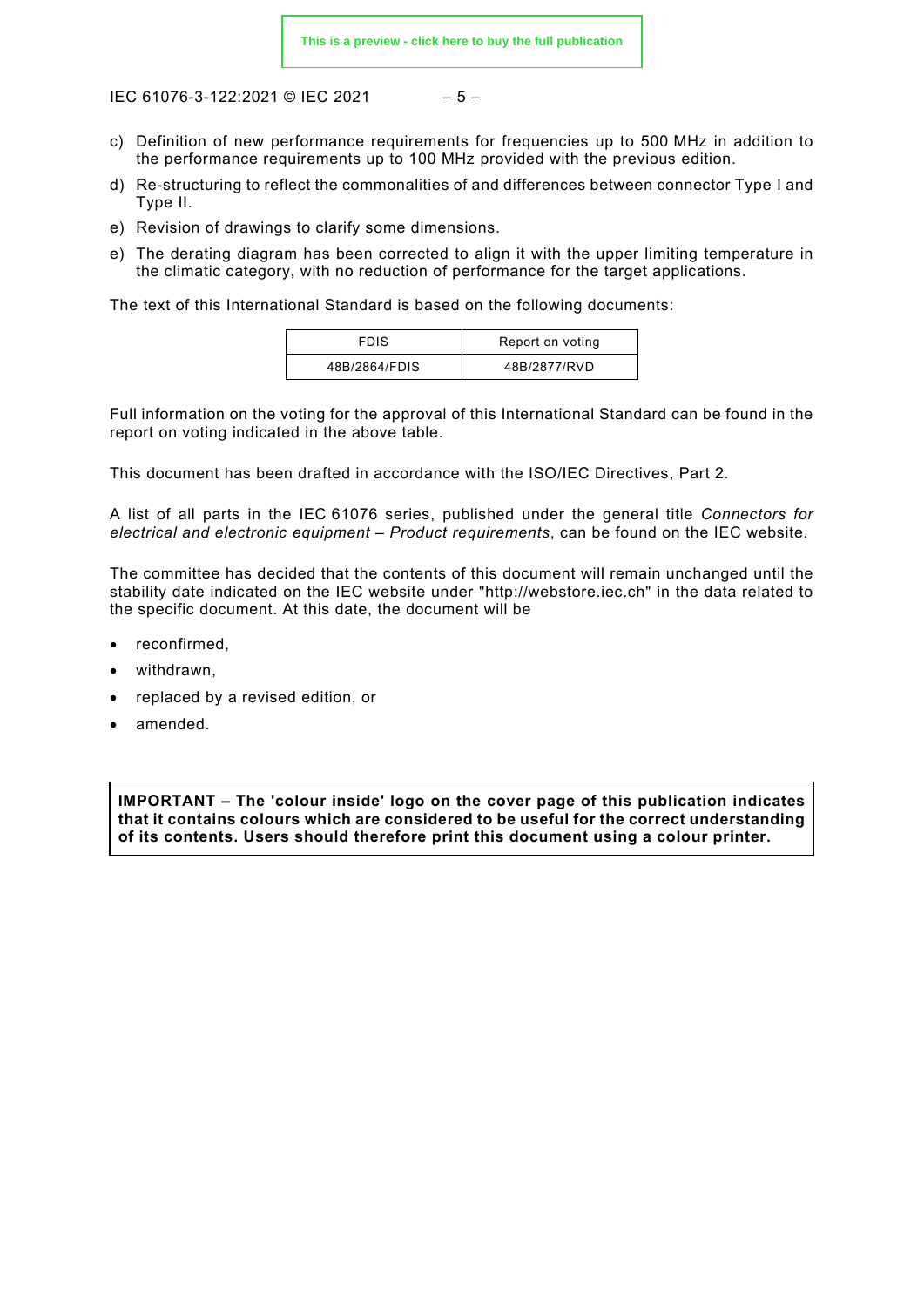c) Definition of new performance requirements for frequencies up to 500 MHz in addition to the performance requirements up to 100 MHz provided with the previous edition.

d) Re-structuring to reflect the commonalities of and differences between connector Type I and Type II.

e) Revision of drawings to clarify some dimensions.

e) The derating diagram has been corrected to align it with the upper limiting temperature in the climatic category, with no reduction of performance for the target applications.

The text of this International Standard is based on the following documents:

| FDIS | Report on voting |
| --- | --- |
| 48B/2864/FDIS | 48B/2877/RVD |

Full information on the voting for the approval of this International Standard can be found in the report on voting indicated in the above table.

This document has been drafted in accordance with the ISO/IEC Directives, Part 2.

A list of all parts in the IEC 61076 series, published under the general title *Connectors for electrical and electronic equipment – Product requirements*, can be found on the IEC website.

The committee has decided that the contents of this document will remain unchanged until the stability date indicated on the IEC website under "http://webstore.iec.ch" in the data related to the specific document. At this date, the document will be

- reconfirmed,
- withdrawn,
- replaced by a revised edition, or
- amended.

**IMPORTANT – The 'colour inside' logo on the cover page of this publication indicates that it contains colours which are considered to be useful for the correct understanding of its contents. Users should therefore print this document using a colour printer.**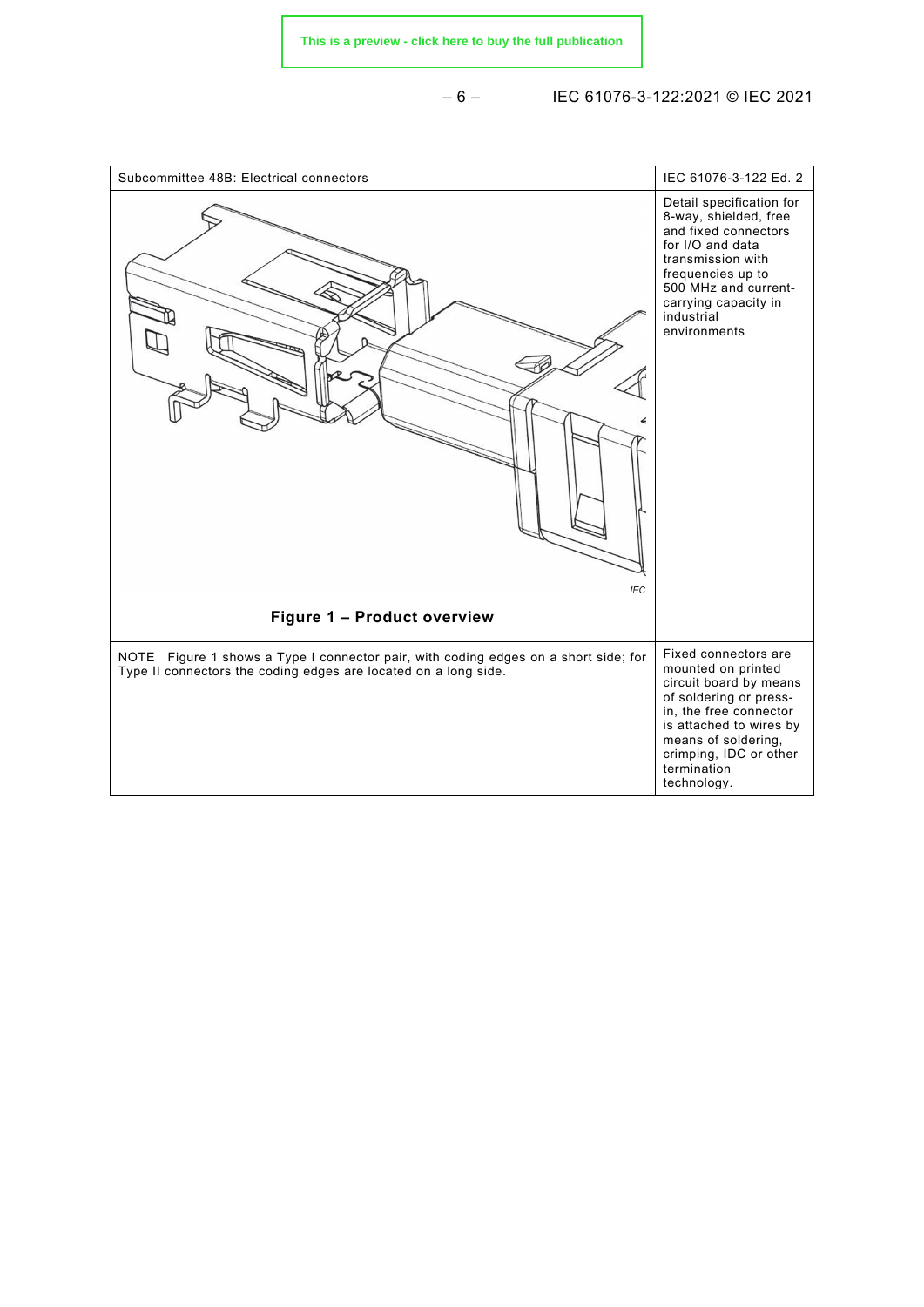| Subcommittee 48B: Electrical connectors | IEC 61076-3-122 Ed. 2 |
| --- | --- |
| IEC<br><br>**Figure 1 – Product overview** | Detail specification for 8-way, shielded, free and fixed connectors for I/O and data transmission with frequencies up to 500 MHz and current-carrying capacity in industrial environments |
| NOTE Figure 1 shows a Type I connector pair, with coding edges on a short side; for Type II connectors the coding edges are located on a long side. | Fixed connectors are mounted on printed circuit board by means of soldering or press-in, the free connector is attached to wires by means of soldering, crimping, IDC or other termination technology. |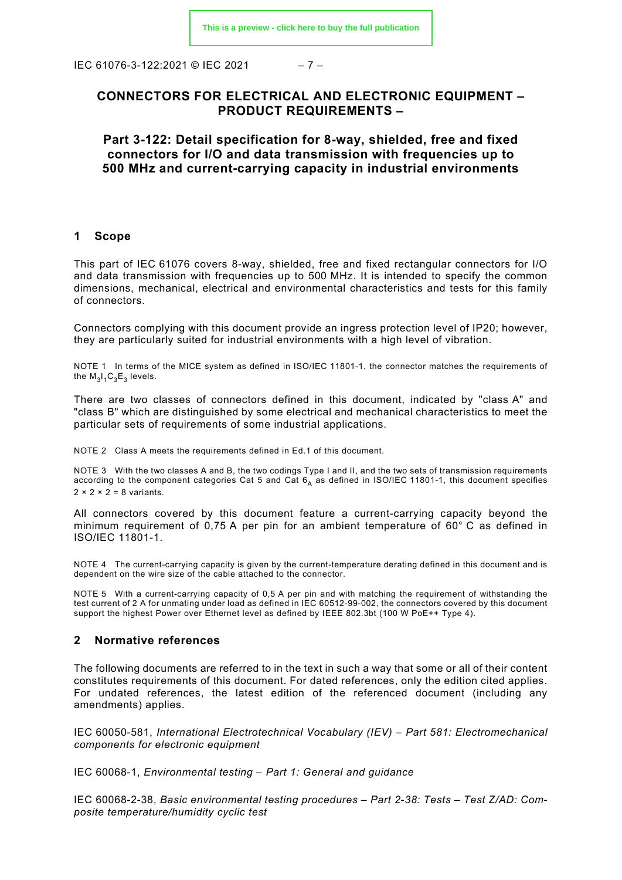# CONNECTORS FOR ELECTRICAL AND ELECTRONIC EQUIPMENT – PRODUCT REQUIREMENTS –

## Part 3-122: Detail specification for 8-way, shielded, free and fixed connectors for I/O and data transmission with frequencies up to 500 MHz and current-carrying capacity in industrial environments

## 1 Scope

This part of IEC 61076 covers 8-way, shielded, free and fixed rectangular connectors for I/O and data transmission with frequencies up to 500 MHz. It is intended to specify the common dimensions, mechanical, electrical and environmental characteristics and tests for this family of connectors.

Connectors complying with this document provide an ingress protection level of IP20; however, they are particularly suited for industrial environments with a high level of vibration.

NOTE 1 In terms of the MICE system as defined in ISO/IEC 11801-1, the connector matches the requirements of the $M_3I_1C_3E_3$ levels.

There are two classes of connectors defined in this document, indicated by "class A" and "class B" which are distinguished by some electrical and mechanical characteristics to meet the particular sets of requirements of some industrial applications.

NOTE 2 Class A meets the requirements defined in Ed.1 of this document.

NOTE 3 With the two classes A and B, the two codings Type I and II, and the two sets of transmission requirements according to the component categories Cat 5 and Cat $6_A$ as defined in ISO/IEC 11801-1, this document specifies $2 \times 2 \times 2 = 8$ variants.

All connectors covered by this document feature a current-carrying capacity beyond the minimum requirement of 0,75 A per pin for an ambient temperature of 60° C as defined in ISO/IEC 11801-1.

NOTE 4 The current-carrying capacity is given by the current-temperature derating defined in this document and is dependent on the wire size of the cable attached to the connector.

NOTE 5 With a current-carrying capacity of 0,5 A per pin and with matching the requirement of withstanding the test current of 2 A for unmating under load as defined in IEC 60512-99-002, the connectors covered by this document support the highest Power over Ethernet level as defined by IEEE 802.3bt (100 W PoE++ Type 4).

## 2 Normative references

The following documents are referred to in the text in such a way that some or all of their content constitutes requirements of this document. For dated references, only the edition cited applies. For undated references, the latest edition of the referenced document (including any amendments) applies.

IEC 60050-581, *International Electrotechnical Vocabulary (IEV) – Part 581: Electromechanical components for electronic equipment*

IEC 60068-1, *Environmental testing – Part 1: General and guidance*

IEC 60068-2-38, *Basic environmental testing procedures – Part 2-38: Tests – Test Z/AD: Composite temperature/humidity cyclic test*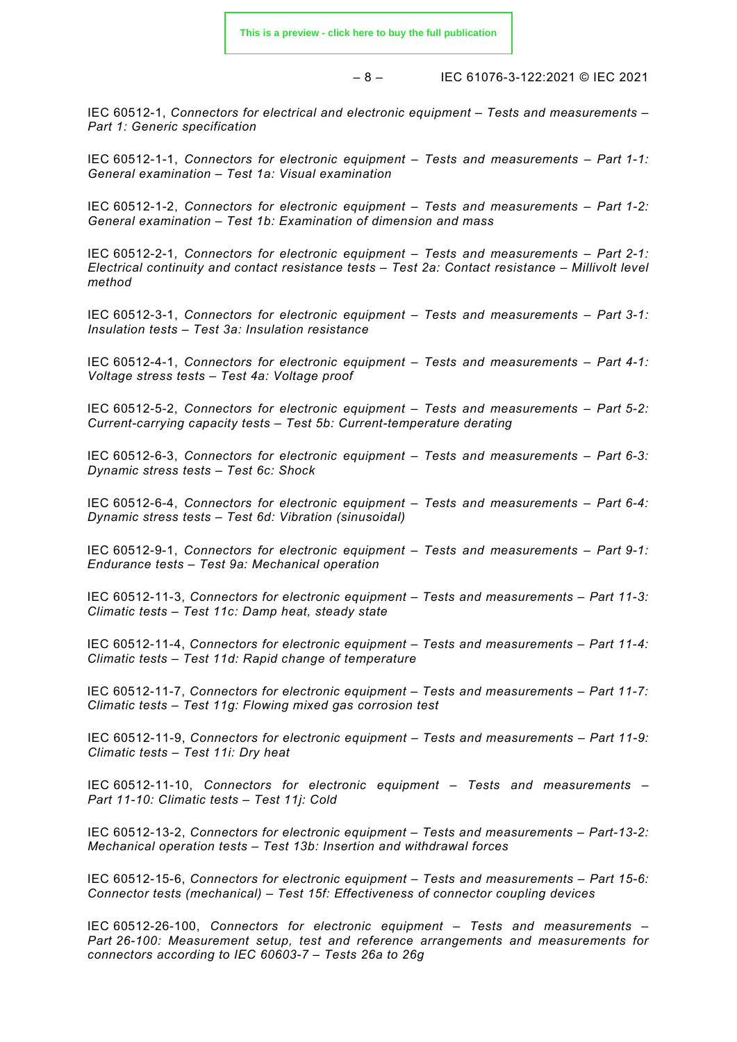IEC 60512-1, *Connectors for electrical and electronic equipment – Tests and measurements – Part 1: Generic specification*

IEC 60512-1-1, *Connectors for electronic equipment – Tests and measurements – Part 1-1: General examination – Test 1a: Visual examination*

IEC 60512-1-2, *Connectors for electronic equipment – Tests and measurements – Part 1-2: General examination – Test 1b: Examination of dimension and mass*

IEC 60512-2-1, *Connectors for electronic equipment – Tests and measurements – Part 2-1: Electrical continuity and contact resistance tests – Test 2a: Contact resistance – Millivolt level method*

IEC 60512-3-1, *Connectors for electronic equipment – Tests and measurements – Part 3-1: Insulation tests – Test 3a: Insulation resistance*

IEC 60512-4-1, *Connectors for electronic equipment – Tests and measurements – Part 4-1: Voltage stress tests – Test 4a: Voltage proof*

IEC 60512-5-2, *Connectors for electronic equipment – Tests and measurements – Part 5-2: Current-carrying capacity tests – Test 5b: Current-temperature derating*

IEC 60512-6-3, *Connectors for electronic equipment – Tests and measurements – Part 6-3: Dynamic stress tests – Test 6c: Shock*

IEC 60512-6-4, *Connectors for electronic equipment – Tests and measurements – Part 6-4: Dynamic stress tests – Test 6d: Vibration (sinusoidal)*

IEC 60512-9-1, *Connectors for electronic equipment – Tests and measurements – Part 9-1: Endurance tests – Test 9a: Mechanical operation*

IEC 60512-11-3, *Connectors for electronic equipment – Tests and measurements – Part 11-3: Climatic tests – Test 11c: Damp heat, steady state*

IEC 60512-11-4, *Connectors for electronic equipment – Tests and measurements – Part 11-4: Climatic tests – Test 11d: Rapid change of temperature*

IEC 60512-11-7, *Connectors for electronic equipment – Tests and measurements – Part 11-7: Climatic tests – Test 11g: Flowing mixed gas corrosion test*

IEC 60512-11-9, *Connectors for electronic equipment – Tests and measurements – Part 11-9: Climatic tests – Test 11i: Dry heat*

IEC 60512-11-10, *Connectors for electronic equipment – Tests and measurements – Part 11-10: Climatic tests – Test 11j: Cold*

IEC 60512-13-2, *Connectors for electronic equipment – Tests and measurements – Part-13-2: Mechanical operation tests – Test 13b: Insertion and withdrawal forces*

IEC 60512-15-6, *Connectors for electronic equipment – Tests and measurements – Part 15-6: Connector tests (mechanical) – Test 15f: Effectiveness of connector coupling devices*

IEC 60512-26-100, *Connectors for electronic equipment – Tests and measurements – Part 26-100: Measurement setup, test and reference arrangements and measurements for connectors according to IEC 60603-7 – Tests 26a to 26g*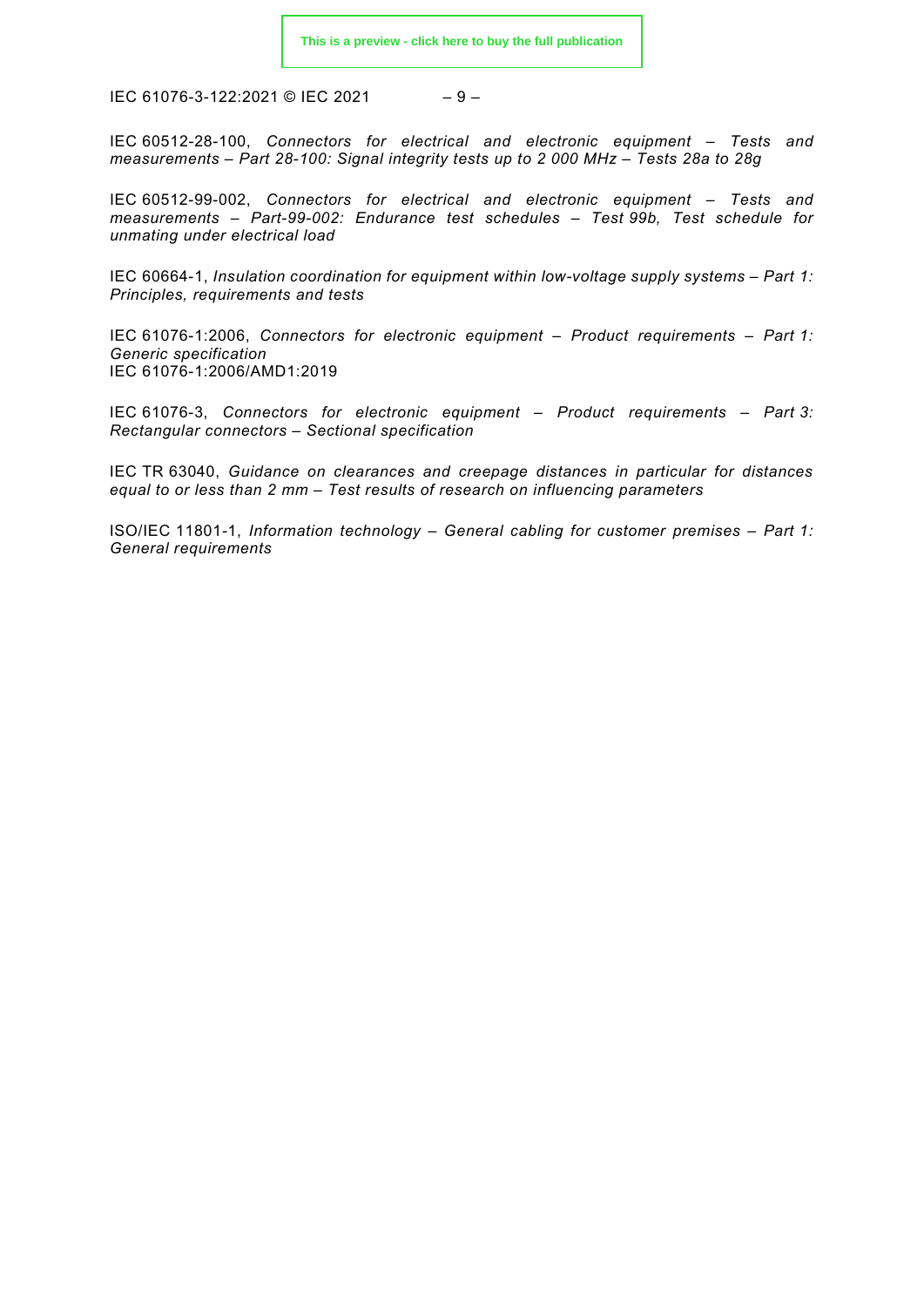IEC 60512-28-100, *Connectors for electrical and electronic equipment – Tests and measurements – Part 28-100: Signal integrity tests up to 2 000 MHz – Tests 28a to 28g*

IEC 60512-99-002, *Connectors for electrical and electronic equipment – Tests and measurements – Part-99-002: Endurance test schedules – Test 99b, Test schedule for unmating under electrical load*

IEC 60664-1, *Insulation coordination for equipment within low-voltage supply systems – Part 1: Principles, requirements and tests*

IEC 61076-1:2006, *Connectors for electronic equipment – Product requirements – Part 1: Generic specification*
IEC 61076-1:2006/AMD1:2019

IEC 61076-3, *Connectors for electronic equipment – Product requirements – Part 3: Rectangular connectors – Sectional specification*

IEC TR 63040, *Guidance on clearances and creepage distances in particular for distances equal to or less than 2 mm – Test results of research on influencing parameters*

ISO/IEC 11801-1, *Information technology – General cabling for customer premises – Part 1: General requirements*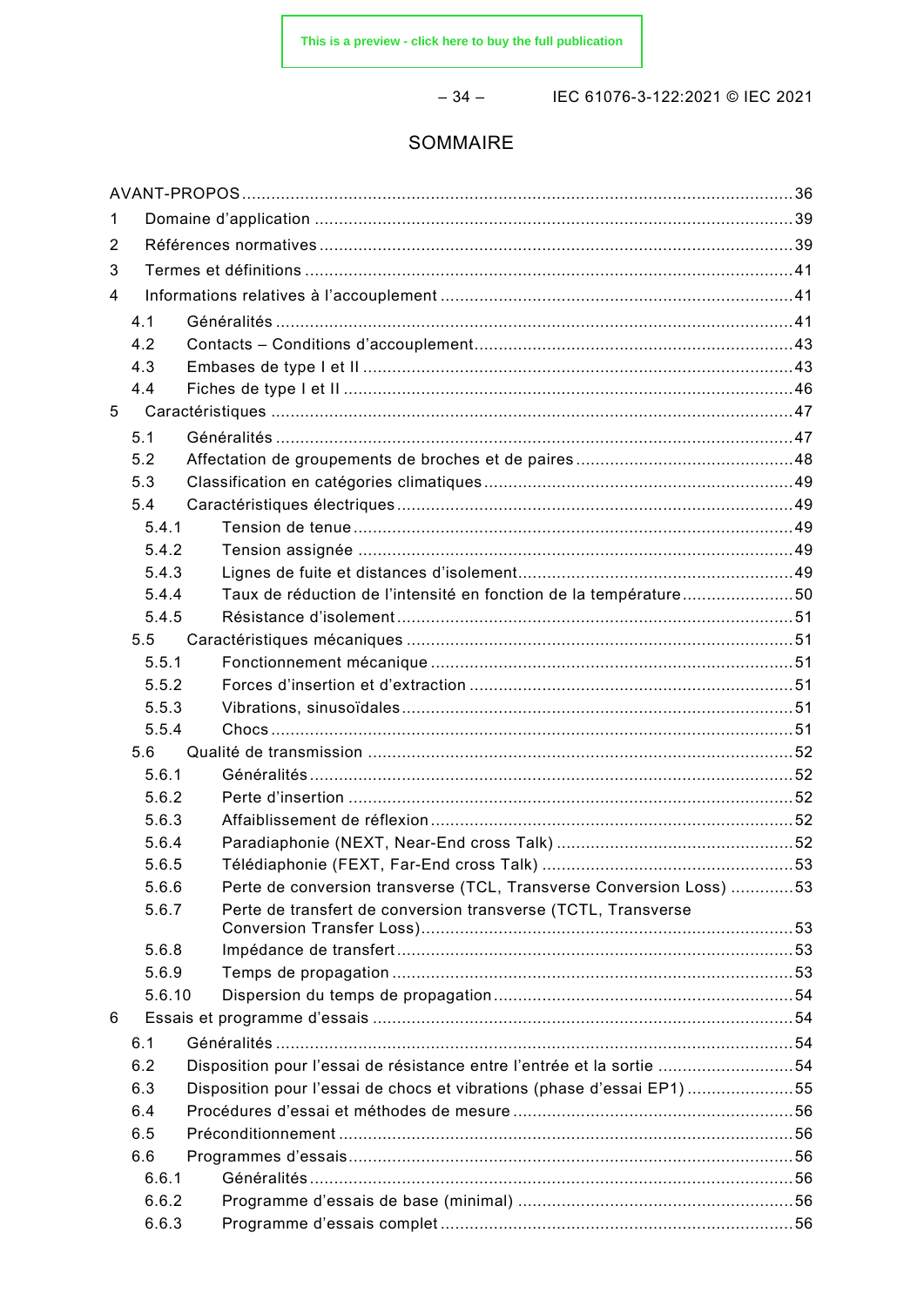# SOMMAIRE

AVANT-PROPOS ........................................................................................................ 36

1 Domaine d'application ............................................................................................ 39

2 Références normatives ........................................................................................... 39

3 Termes et définitions .............................................................................................. 41

4 Informations relatives à l'accouplement ................................................................. 41

4.1 Généralités ....................................................................................................... 41

4.2 Contacts – Conditions d'accouplement ............................................................ 43

4.3 Embases de type I et II ..................................................................................... 43

4.4 Fiches de type I et II ......................................................................................... 46

5 Caractéristiques ..................................................................................................... 47

5.1 Généralités ....................................................................................................... 47

5.2 Affectation de groupements de broches et de paires ....................................... 48

5.3 Classification en catégories climatiques .......................................................... 49

5.4 Caractéristiques électriques ............................................................................. 49

5.4.1 Tension de tenue ......................................................................................... 49

5.4.2 Tension assignée ........................................................................................ 49

5.4.3 Lignes de fuite et distances d'isolement ...................................................... 49

5.4.4 Taux de réduction de l'intensité en fonction de la température .................... 50

5.4.5 Résistance d'isolement ................................................................................ 51

5.5 Caractéristiques mécaniques ........................................................................... 51

5.5.1 Fonctionnement mécanique ......................................................................... 51

5.5.2 Forces d'insertion et d'extraction ................................................................. 51

5.5.3 Vibrations, sinusoïdales ............................................................................... 51

5.5.4 Chocs ........................................................................................................... 51

5.6 Qualité de transmission .................................................................................... 52

5.6.1 Généralités .................................................................................................. 52

5.6.2 Perte d'insertion .......................................................................................... 52

5.6.3 Affaiblissement de réflexion ........................................................................ 52

5.6.4 Paradiaphonie (NEXT, Near-End cross Talk) ............................................... 52

5.6.5 Télédiaphonie (FEXT, Far-End cross Talk) .................................................. 53

5.6.6 Perte de conversion transverse (TCL, Transverse Conversion Loss) ............ 53

5.6.7 Perte de transfert de conversion transverse (TCTL, Transverse Conversion Transfer Loss) ........................................................................................................ 53

5.6.8 Impédance de transfert ................................................................................ 53

5.6.9 Temps de propagation ................................................................................. 53

5.6.10 Dispersion du temps de propagation ........................................................... 54

6 Essais et programme d'essais ................................................................................ 54

6.1 Généralités ....................................................................................................... 54

6.2 Disposition pour l'essai de résistance entre l'entrée et la sortie ....................... 54

6.3 Disposition pour l'essai de chocs et vibrations (phase d'essai EP1) .................. 55

6.4 Procédures d'essai et méthodes de mesure ..................................................... 56

6.5 Préconditionnement ......................................................................................... 56

6.6 Programmes d'essais ....................................................................................... 56

6.6.1 Généralités .................................................................................................. 56

6.6.2 Programme d'essais de base (minimal) ........................................................ 56

6.6.3 Programme d'essais complet ....................................................................... 56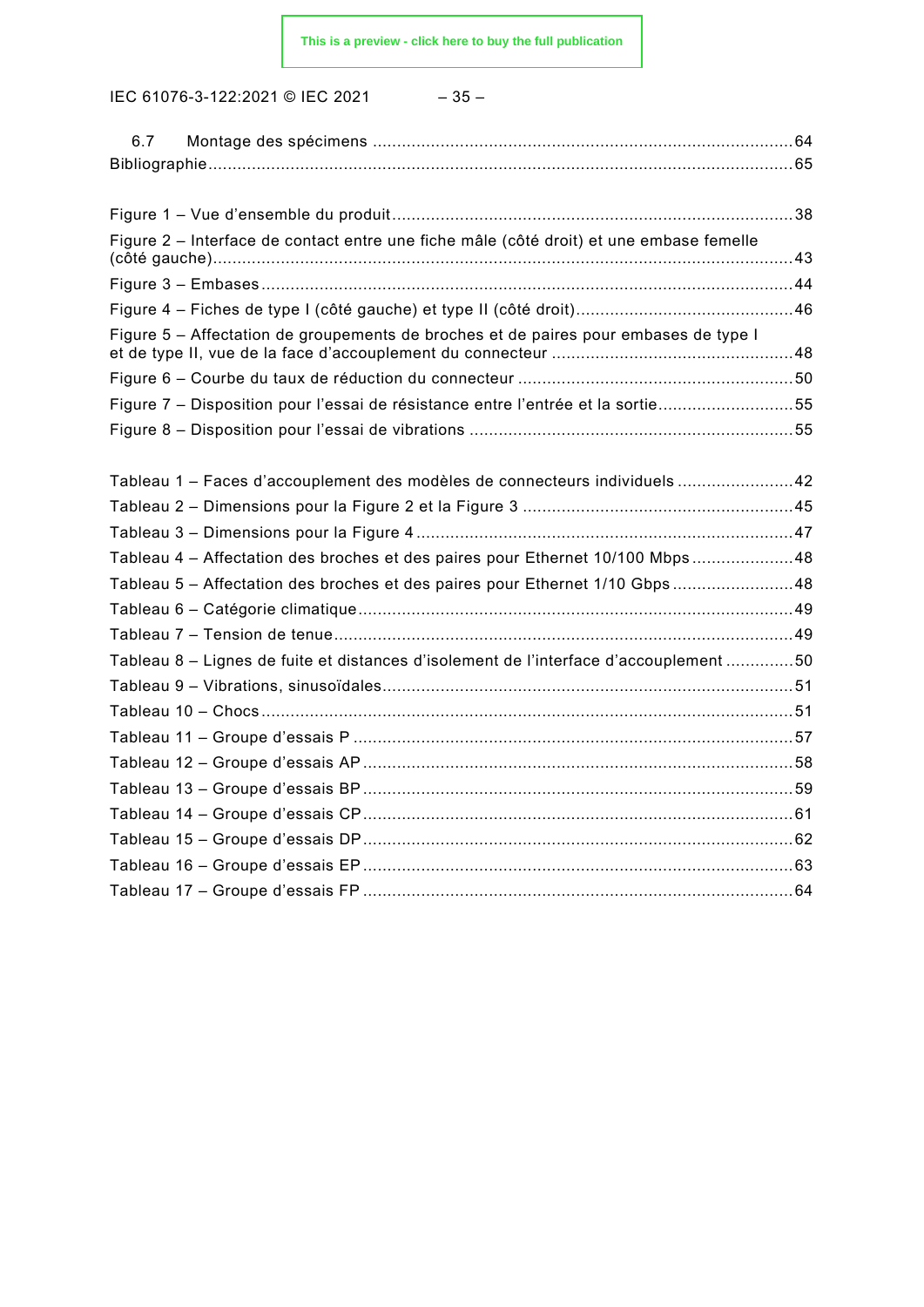6.7 Montage des spécimens ........................................................................................64
Bibliographie..........................................................................................................................65

Figure 1 – Vue d'ensemble du produit...................................................................................38
Figure 2 – Interface de contact entre une fiche mâle (côté droit) et une embase femelle (côté gauche)..........................................................................................................................43
Figure 3 – Embases.............................................................................................................44
Figure 4 – Fiches de type I (côté gauche) et type II (côté droit)............................................46
Figure 5 – Affectation de groupements de broches et de paires pour embases de type I et de type II, vue de la face d'accouplement du connecteur ..................................................48
Figure 6 – Courbe du taux de réduction du connecteur .........................................................50
Figure 7 – Disposition pour l'essai de résistance entre l'entrée et la sortie............................55
Figure 8 – Disposition pour l'essai de vibrations ...................................................................55

Tableau 1 – Faces d'accouplement des modèles de connecteurs individuels ........................42
Tableau 2 – Dimensions pour la Figure 2 et la Figure 3 ........................................................45
Tableau 3 – Dimensions pour la Figure 4 ..............................................................................47
Tableau 4 – Affectation des broches et des paires pour Ethernet 10/100 Mbps .....................48
Tableau 5 – Affectation des broches et des paires pour Ethernet 1/10 Gbps .........................48
Tableau 6 – Catégorie climatique..........................................................................................49
Tableau 7 – Tension de tenue...............................................................................................49
Tableau 8 – Lignes de fuite et distances d'isolement de l'interface d'accouplement ..............50
Tableau 9 – Vibrations, sinusoïdales.....................................................................................51
Tableau 10 – Chocs..............................................................................................................51
Tableau 11 – Groupe d'essais P ...........................................................................................57
Tableau 12 – Groupe d'essais AP .........................................................................................58
Tableau 13 – Groupe d'essais BP .........................................................................................59
Tableau 14 – Groupe d'essais CP .........................................................................................61
Tableau 15 – Groupe d'essais DP .........................................................................................62
Tableau 16 – Groupe d'essais EP .........................................................................................63
Tableau 17 – Groupe d'essais FP .........................................................................................64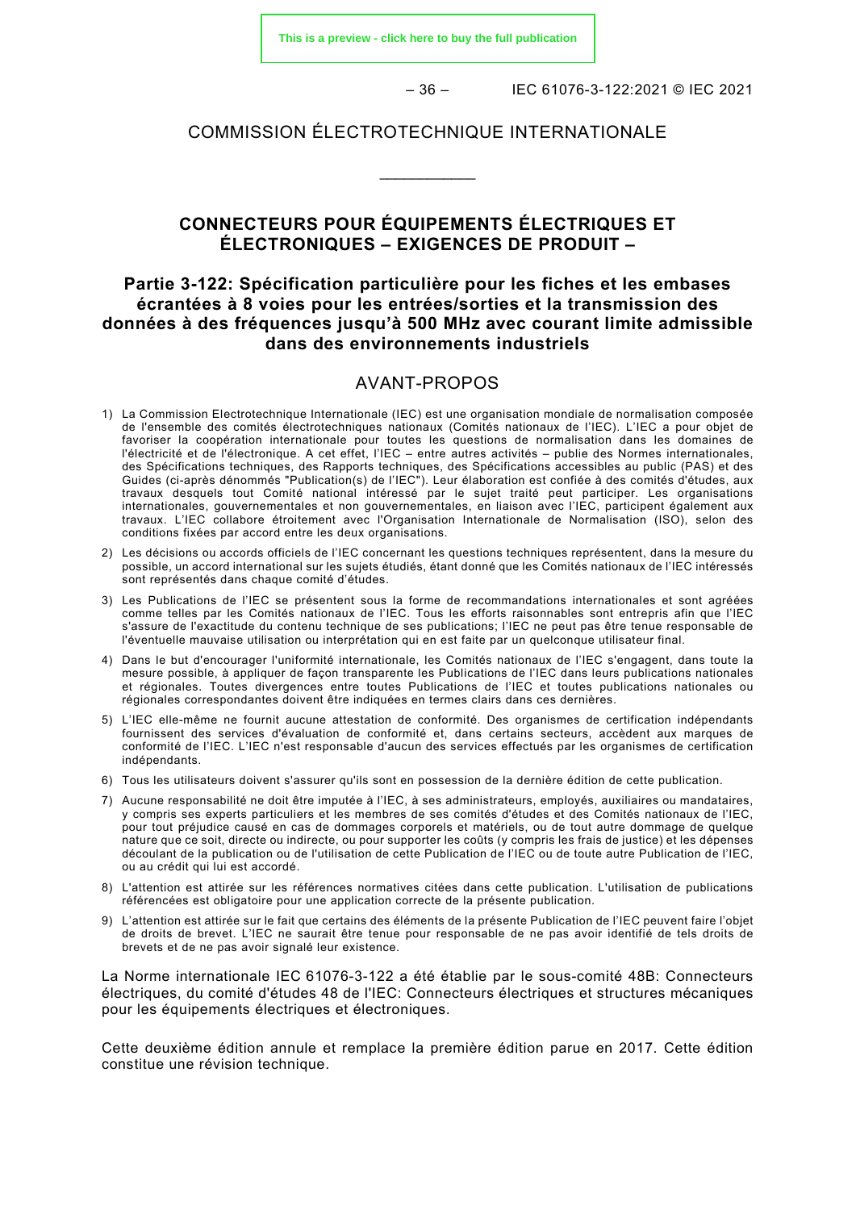# COMMISSION ÉLECTROTECHNIQUE INTERNATIONALE

\_\_\_\_\_\_\_\_\_\_\_\_

## CONNECTEURS POUR ÉQUIPEMENTS ÉLECTRIQUES ET ÉLECTRONIQUES – EXIGENCES DE PRODUIT –

## Partie 3-122: Spécification particulière pour les fiches et les embases écrantées à 8 voies pour les entrées/sorties et la transmission des données à des fréquences jusqu'à 500 MHz avec courant limite admissible dans des environnements industriels

## AVANT-PROPOS

1) La Commission Electrotechnique Internationale (IEC) est une organisation mondiale de normalisation composée de l'ensemble des comités électrotechniques nationaux (Comités nationaux de l'IEC). L'IEC a pour objet de favoriser la coopération internationale pour toutes les questions de normalisation dans les domaines de l'électricité et de l'électronique. A cet effet, l'IEC – entre autres activités – publie des Normes internationales, des Spécifications techniques, des Rapports techniques, des Spécifications accessibles au public (PAS) et des Guides (ci-après dénommés "Publication(s) de l'IEC"). Leur élaboration est confiée à des comités d'études, aux travaux desquels tout Comité national intéressé par le sujet traité peut participer. Les organisations internationales, gouvernementales et non gouvernementales, en liaison avec l'IEC, participent également aux travaux. L'IEC collabore étroitement avec l'Organisation Internationale de Normalisation (ISO), selon des conditions fixées par accord entre les deux organisations.
2) Les décisions ou accords officiels de l'IEC concernant les questions techniques représentent, dans la mesure du possible, un accord international sur les sujets étudiés, étant donné que les Comités nationaux de l'IEC intéressés sont représentés dans chaque comité d'études.
3) Les Publications de l'IEC se présentent sous la forme de recommandations internationales et sont agréées comme telles par les Comités nationaux de l'IEC. Tous les efforts raisonnables sont entrepris afin que l'IEC s'assure de l'exactitude du contenu technique de ses publications; l'IEC ne peut pas être tenue responsable de l'éventuelle mauvaise utilisation ou interprétation qui en est faite par un quelconque utilisateur final.
4) Dans le but d'encourager l'uniformité internationale, les Comités nationaux de l'IEC s'engagent, dans toute la mesure possible, à appliquer de façon transparente les Publications de l'IEC dans leurs publications nationales et régionales. Toutes divergences entre toutes Publications de l'IEC et toutes publications nationales ou régionales correspondantes doivent être indiquées en termes clairs dans ces dernières.
5) L'IEC elle-même ne fournit aucune attestation de conformité. Des organismes de certification indépendants fournissent des services d'évaluation de conformité et, dans certains secteurs, accèdent aux marques de conformité de l'IEC. L'IEC n'est responsable d'aucun des services effectués par les organismes de certification indépendants.
6) Tous les utilisateurs doivent s'assurer qu'ils sont en possession de la dernière édition de cette publication.
7) Aucune responsabilité ne doit être imputée à l'IEC, à ses administrateurs, employés, auxiliaires ou mandataires, y compris ses experts particuliers et les membres de ses comités d'études et des Comités nationaux de l'IEC, pour tout préjudice causé en cas de dommages corporels et matériels, ou de tout autre dommage de quelque nature que ce soit, directe ou indirecte, ou pour supporter les coûts (y compris les frais de justice) et les dépenses découlant de la publication ou de l'utilisation de cette Publication de l'IEC ou de toute autre Publication de l'IEC, ou au crédit qui lui est accordé.
8) L'attention est attirée sur les références normatives citées dans cette publication. L'utilisation de publications référencées est obligatoire pour une application correcte de la présente publication.
9) L'attention est attirée sur le fait que certains des éléments de la présente Publication de l'IEC peuvent faire l'objet de droits de brevet. L'IEC ne saurait être tenue pour responsable de ne pas avoir identifié de tels droits de brevets et de ne pas avoir signalé leur existence.

La Norme internationale IEC 61076-3-122 a été établie par le sous-comité 48B: Connecteurs électriques, du comité d'études 48 de l'IEC: Connecteurs électriques et structures mécaniques pour les équipements électriques et électroniques.

Cette deuxième édition annule et remplace la première édition parue en 2017. Cette édition constitue une révision technique.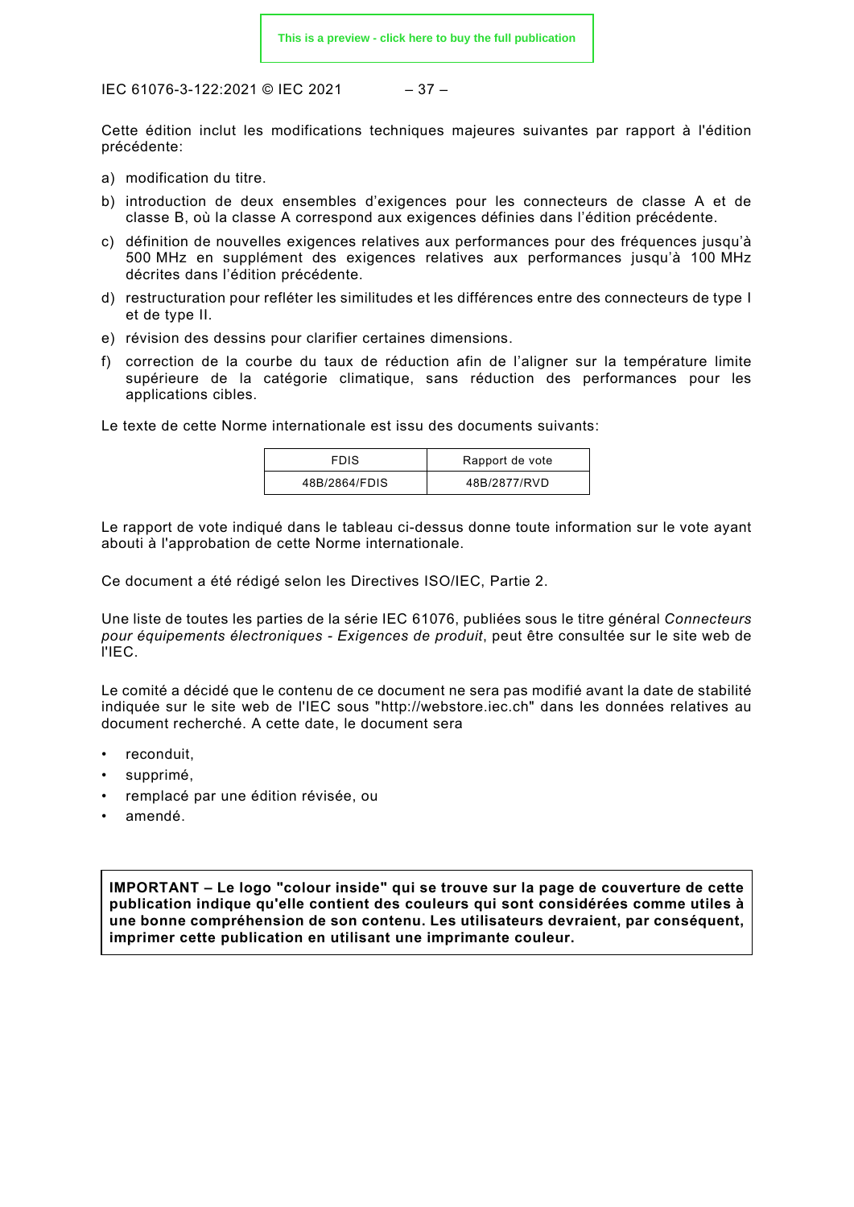Cette édition inclut les modifications techniques majeures suivantes par rapport à l'édition précédente:

a) modification du titre.

b) introduction de deux ensembles d'exigences pour les connecteurs de classe A et de classe B, où la classe A correspond aux exigences définies dans l'édition précédente.

c) définition de nouvelles exigences relatives aux performances pour des fréquences jusqu'à 500 MHz en supplément des exigences relatives aux performances jusqu'à 100 MHz décrites dans l'édition précédente.

d) restructuration pour refléter les similitudes et les différences entre des connecteurs de type I et de type II.

e) révision des dessins pour clarifier certaines dimensions.

f) correction de la courbe du taux de réduction afin de l'aligner sur la température limite supérieure de la catégorie climatique, sans réduction des performances pour les applications cibles.

Le texte de cette Norme internationale est issu des documents suivants:

| FDIS | Rapport de vote |
|---|---|
| 48B/2864/FDIS | 48B/2877/RVD |

Le rapport de vote indiqué dans le tableau ci-dessus donne toute information sur le vote ayant abouti à l'approbation de cette Norme internationale.

Ce document a été rédigé selon les Directives ISO/IEC, Partie 2.

Une liste de toutes les parties de la série IEC 61076, publiées sous le titre général *Connecteurs pour équipements électroniques - Exigences de produit*, peut être consultée sur le site web de l'IEC.

Le comité a décidé que le contenu de ce document ne sera pas modifié avant la date de stabilité indiquée sur le site web de l'IEC sous "http://webstore.iec.ch" dans les données relatives au document recherché. A cette date, le document sera

- reconduit,
- supprimé,
- remplacé par une édition révisée, ou
- amendé.

**IMPORTANT – Le logo "colour inside" qui se trouve sur la page de couverture de cette publication indique qu'elle contient des couleurs qui sont considérées comme utiles à une bonne compréhension de son contenu. Les utilisateurs devraient, par conséquent, imprimer cette publication en utilisant une imprimante couleur.**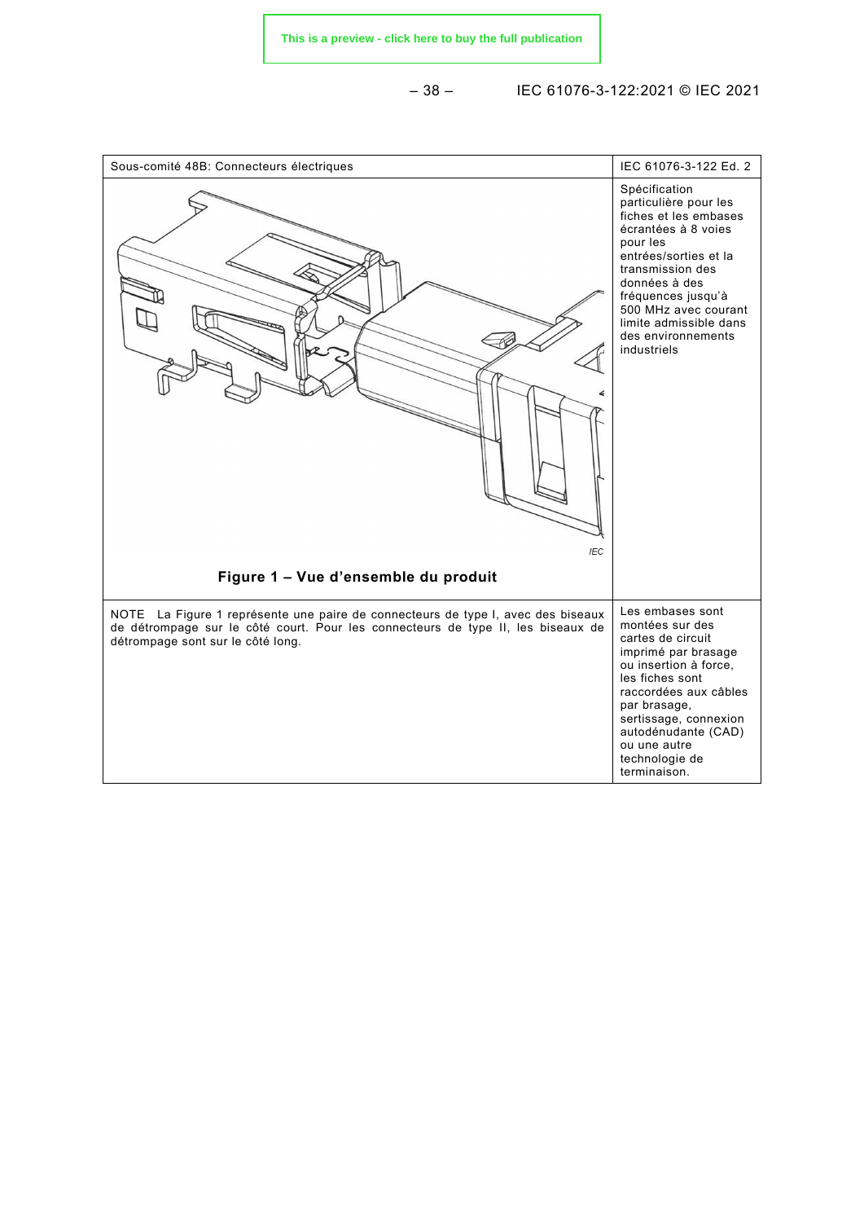| Sous-comité 48B: Connecteurs électriques | IEC 61076-3-122 Ed. 2 |
| --- | --- |
| **Figure 1 – Vue d'ensemble du produit** | Spécification particulière pour les fiches et les embases écrantées à 8 voies pour les entrées/sorties et la transmission des données à des fréquences jusqu'à 500 MHz avec courant limite admissible dans des environnements industriels |
| NOTE La Figure 1 représente une paire de connecteurs de type I, avec des biseaux de détrompage sur le côté court. Pour les connecteurs de type II, les biseaux de détrompage sont sur le côté long. | Les embases sont montées sur des cartes de circuit imprimé par brasage ou insertion à force, les fiches sont raccordées aux câbles par brasage, sertissage, connexion autodénudante (CAD) ou une autre technologie de terminaison. |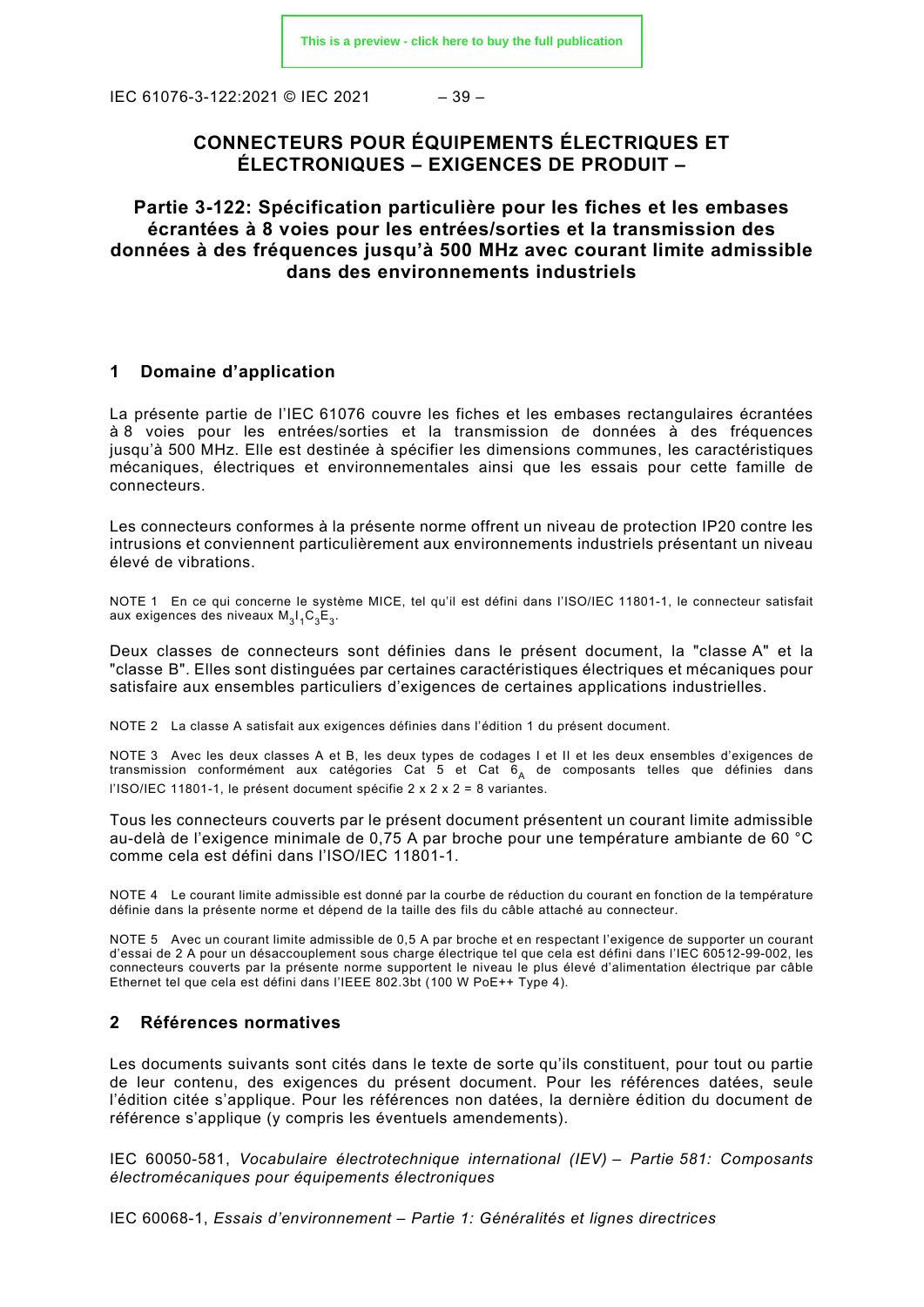# CONNECTEURS POUR ÉQUIPEMENTS ÉLECTRIQUES ET ÉLECTRONIQUES – EXIGENCES DE PRODUIT –

## Partie 3-122: Spécification particulière pour les fiches et les embases écrantées à 8 voies pour les entrées/sorties et la transmission des données à des fréquences jusqu'à 500 MHz avec courant limite admissible dans des environnements industriels

### 1 Domaine d'application

La présente partie de l'IEC 61076 couvre les fiches et les embases rectangulaires écrantées à 8 voies pour les entrées/sorties et la transmission de données à des fréquences jusqu'à 500 MHz. Elle est destinée à spécifier les dimensions communes, les caractéristiques mécaniques, électriques et environnementales ainsi que les essais pour cette famille de connecteurs.

Les connecteurs conformes à la présente norme offrent un niveau de protection IP20 contre les intrusions et conviennent particulièrement aux environnements industriels présentant un niveau élevé de vibrations.

NOTE 1 En ce qui concerne le système MICE, tel qu'il est défini dans l'ISO/IEC 11801-1, le connecteur satisfait aux exigences des niveaux $M_3I_1C_3E_3$.

Deux classes de connecteurs sont définies dans le présent document, la "classe A" et la "classe B". Elles sont distinguées par certaines caractéristiques électriques et mécaniques pour satisfaire aux ensembles particuliers d'exigences de certaines applications industrielles.

NOTE 2 La classe A satisfait aux exigences définies dans l'édition 1 du présent document.

NOTE 3 Avec les deux classes A et B, les deux types de codages I et II et les deux ensembles d'exigences de transmission conformément aux catégories Cat 5 et Cat $6_A$ de composants telles que définies dans l'ISO/IEC 11801-1, le présent document spécifie 2 x 2 x 2 = 8 variantes.

Tous les connecteurs couverts par le présent document présentent un courant limite admissible au-delà de l'exigence minimale de 0,75 A par broche pour une température ambiante de 60 °C comme cela est défini dans l'ISO/IEC 11801-1.

NOTE 4 Le courant limite admissible est donné par la courbe de réduction du courant en fonction de la température définie dans la présente norme et dépend de la taille des fils du câble attaché au connecteur.

NOTE 5 Avec un courant limite admissible de 0,5 A par broche et en respectant l'exigence de supporter un courant d'essai de 2 A pour un désaccouplement sous charge électrique tel que cela est défini dans l'IEC 60512-99-002, les connecteurs couverts par la présente norme supportent le niveau le plus élevé d'alimentation électrique par câble Ethernet tel que cela est défini dans l'IEEE 802.3bt (100 W PoE++ Type 4).

### 2 Références normatives

Les documents suivants sont cités dans le texte de sorte qu'ils constituent, pour tout ou partie de leur contenu, des exigences du présent document. Pour les références datées, seule l'édition citée s'applique. Pour les références non datées, la dernière édition du document de référence s'applique (y compris les éventuels amendements).

IEC 60050-581, *Vocabulaire électrotechnique international (IEV) – Partie 581: Composants électromécaniques pour équipements électroniques*

IEC 60068-1, *Essais d'environnement – Partie 1: Généralités et lignes directrices*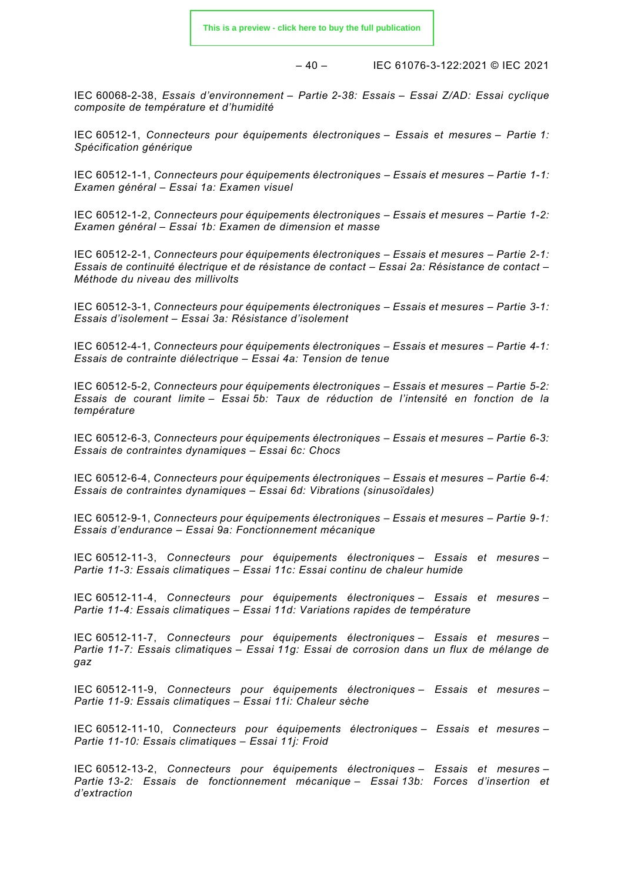IEC 60068-2-38, *Essais d'environnement – Partie 2-38: Essais – Essai Z/AD: Essai cyclique composite de température et d'humidité*

IEC 60512-1, *Connecteurs pour équipements électroniques – Essais et mesures – Partie 1: Spécification générique*

IEC 60512-1-1, *Connecteurs pour équipements électroniques – Essais et mesures – Partie 1-1: Examen général – Essai 1a: Examen visuel*

IEC 60512-1-2, *Connecteurs pour équipements électroniques – Essais et mesures – Partie 1-2: Examen général – Essai 1b: Examen de dimension et masse*

IEC 60512-2-1, *Connecteurs pour équipements électroniques – Essais et mesures – Partie 2-1: Essais de continuité électrique et de résistance de contact – Essai 2a: Résistance de contact – Méthode du niveau des millivolts*

IEC 60512-3-1, *Connecteurs pour équipements électroniques – Essais et mesures – Partie 3-1: Essais d'isolement – Essai 3a: Résistance d'isolement*

IEC 60512-4-1, *Connecteurs pour équipements électroniques – Essais et mesures – Partie 4-1: Essais de contrainte diélectrique – Essai 4a: Tension de tenue*

IEC 60512-5-2, *Connecteurs pour équipements électroniques – Essais et mesures – Partie 5-2: Essais de courant limite – Essai 5b: Taux de réduction de l'intensité en fonction de la température*

IEC 60512-6-3, *Connecteurs pour équipements électroniques – Essais et mesures – Partie 6-3: Essais de contraintes dynamiques – Essai 6c: Chocs*

IEC 60512-6-4, *Connecteurs pour équipements électroniques – Essais et mesures – Partie 6-4: Essais de contraintes dynamiques – Essai 6d: Vibrations (sinusoïdales)*

IEC 60512-9-1, *Connecteurs pour équipements électroniques – Essais et mesures – Partie 9-1: Essais d'endurance – Essai 9a: Fonctionnement mécanique*

IEC 60512-11-3, *Connecteurs pour équipements électroniques – Essais et mesures – Partie 11-3: Essais climatiques – Essai 11c: Essai continu de chaleur humide*

IEC 60512-11-4, *Connecteurs pour équipements électroniques – Essais et mesures – Partie 11-4: Essais climatiques – Essai 11d: Variations rapides de température*

IEC 60512-11-7, *Connecteurs pour équipements électroniques – Essais et mesures – Partie 11-7: Essais climatiques – Essai 11g: Essai de corrosion dans un flux de mélange de gaz*

IEC 60512-11-9, *Connecteurs pour équipements électroniques – Essais et mesures – Partie 11-9: Essais climatiques – Essai 11i: Chaleur sèche*

IEC 60512-11-10, *Connecteurs pour équipements électroniques – Essais et mesures – Partie 11-10: Essais climatiques – Essai 11j: Froid*

IEC 60512-13-2, *Connecteurs pour équipements électroniques – Essais et mesures – Partie 13-2: Essais de fonctionnement mécanique – Essai 13b: Forces d'insertion et d'extraction*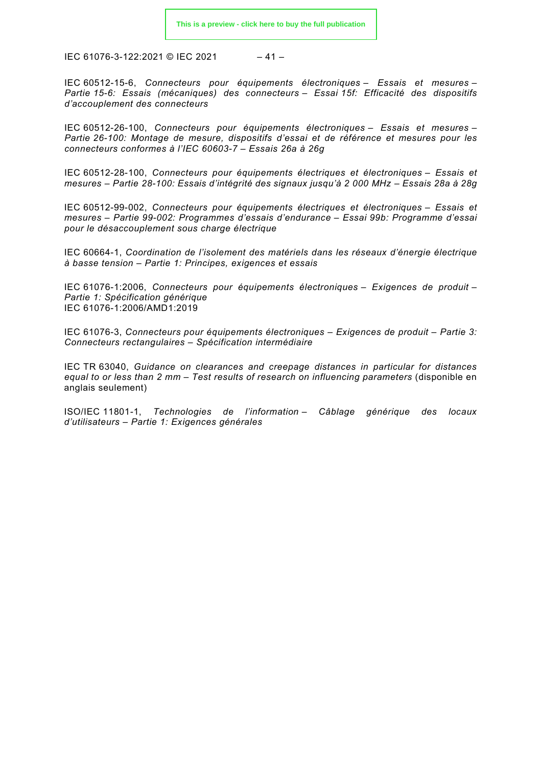IEC 60512-15-6, *Connecteurs pour équipements électroniques – Essais et mesures – Partie 15-6: Essais (mécaniques) des connecteurs – Essai 15f: Efficacité des dispositifs d'accouplement des connecteurs*

IEC 60512-26-100, *Connecteurs pour équipements électroniques – Essais et mesures – Partie 26-100: Montage de mesure, dispositifs d'essai et de référence et mesures pour les connecteurs conformes à l'IEC 60603-7 – Essais 26a à 26g*

IEC 60512-28-100, *Connecteurs pour équipements électriques et électroniques – Essais et mesures – Partie 28-100: Essais d'intégrité des signaux jusqu'à 2 000 MHz – Essais 28a à 28g*

IEC 60512-99-002, *Connecteurs pour équipements électriques et électroniques – Essais et mesures – Partie 99-002: Programmes d'essais d'endurance – Essai 99b: Programme d'essai pour le désaccouplement sous charge électrique*

IEC 60664-1, *Coordination de l'isolement des matériels dans les réseaux d'énergie électrique à basse tension – Partie 1: Principes, exigences et essais*

IEC 61076-1:2006, *Connecteurs pour équipements électroniques – Exigences de produit – Partie 1: Spécification générique*
IEC 61076-1:2006/AMD1:2019

IEC 61076-3, *Connecteurs pour équipements électroniques – Exigences de produit – Partie 3: Connecteurs rectangulaires – Spécification intermédiaire*

IEC TR 63040, *Guidance on clearances and creepage distances in particular for distances equal to or less than 2 mm – Test results of research on influencing parameters* (disponible en anglais seulement)

ISO/IEC 11801-1, *Technologies de l'information – Câblage générique des locaux d'utilisateurs – Partie 1: Exigences générales*